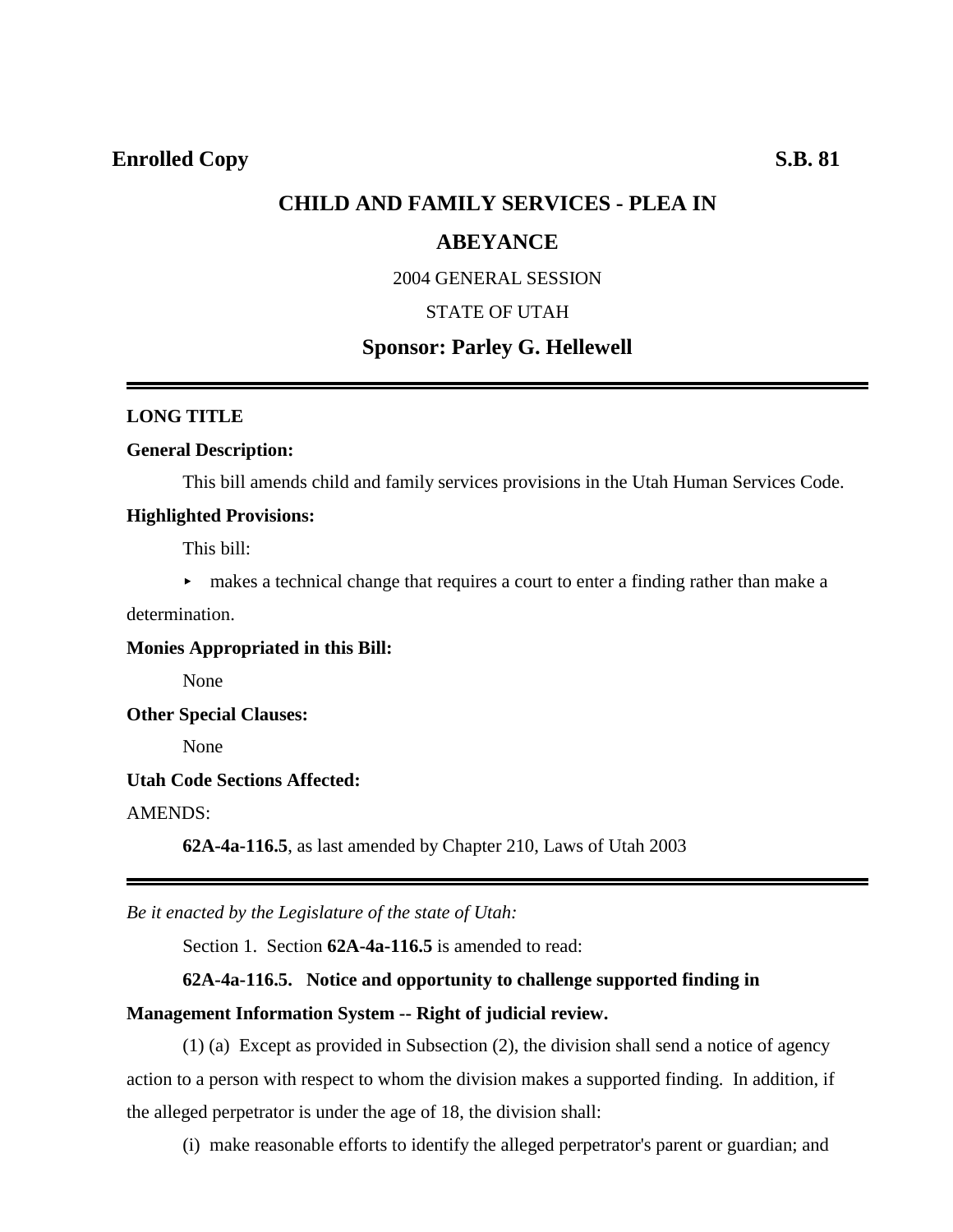**Enrolled Copy** **S.B. 81**

# CHILD AND FAMILY SERVICES - PLEA IN ABEYANCE

2004 GENERAL SESSION

STATE OF UTAH

**Sponsor: Parley G. Hellewell**

---

**LONG TITLE**

**General Description:**

This bill amends child and family services provisions in the Utah Human Services Code.

**Highlighted Provisions:**

This bill:

- makes a technical change that requires a court to enter a finding rather than make a determination.

**Monies Appropriated in this Bill:**

None

**Other Special Clauses:**

None

**Utah Code Sections Affected:**

AMENDS:

**62A-4a-116.5**, as last amended by Chapter 210, Laws of Utah 2003

---

*Be it enacted by the Legislature of the state of Utah:*

Section 1. Section **62A-4a-116.5** is amended to read:

**62A-4a-116.5. Notice and opportunity to challenge supported finding in Management Information System -- Right of judicial review.**

(1) (a) Except as provided in Subsection (2), the division shall send a notice of agency action to a person with respect to whom the division makes a supported finding. In addition, if the alleged perpetrator is under the age of 18, the division shall:

(i) make reasonable efforts to identify the alleged perpetrator's parent or guardian; and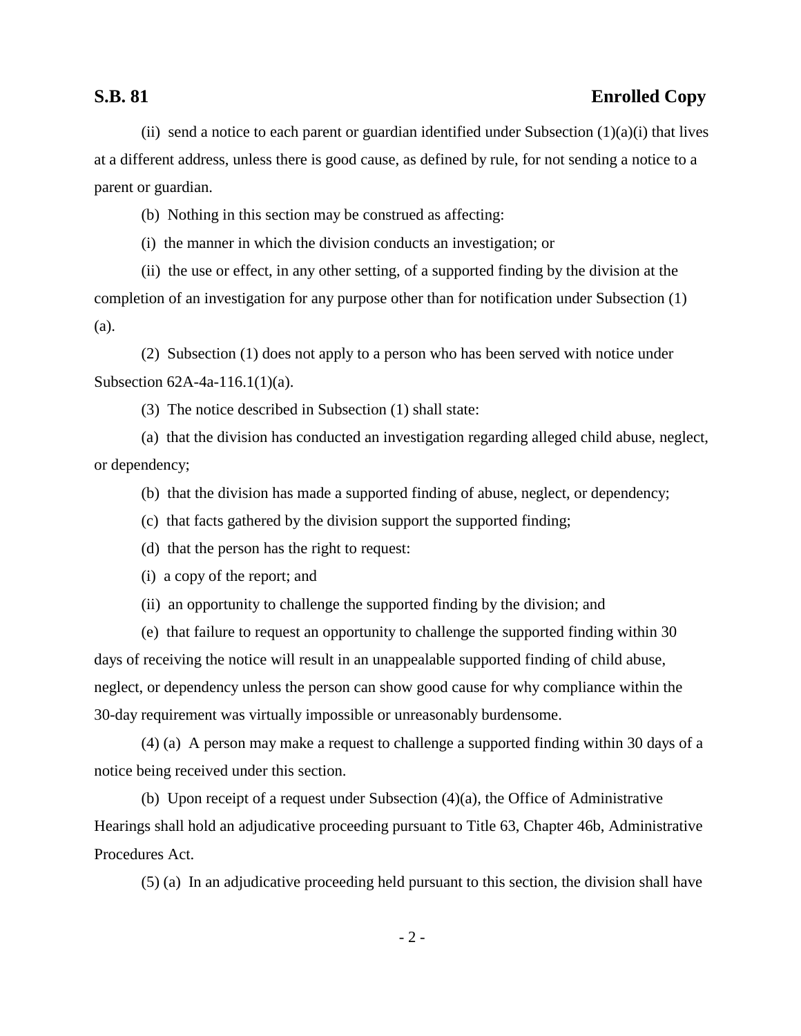(ii) send a notice to each parent or guardian identified under Subsection (1)(a)(i) that lives at a different address, unless there is good cause, as defined by rule, for not sending a notice to a parent or guardian.

(b) Nothing in this section may be construed as affecting:

(i) the manner in which the division conducts an investigation; or

(ii) the use or effect, in any other setting, of a supported finding by the division at the completion of an investigation for any purpose other than for notification under Subsection (1)(a).

(2) Subsection (1) does not apply to a person who has been served with notice under Subsection 62A-4a-116.1(1)(a).

(3) The notice described in Subsection (1) shall state:

(a) that the division has conducted an investigation regarding alleged child abuse, neglect, or dependency;

(b) that the division has made a supported finding of abuse, neglect, or dependency;

(c) that facts gathered by the division support the supported finding;

(d) that the person has the right to request:

(i) a copy of the report; and

(ii) an opportunity to challenge the supported finding by the division; and

(e) that failure to request an opportunity to challenge the supported finding within 30 days of receiving the notice will result in an unappealable supported finding of child abuse, neglect, or dependency unless the person can show good cause for why compliance within the 30-day requirement was virtually impossible or unreasonably burdensome.

(4) (a) A person may make a request to challenge a supported finding within 30 days of a notice being received under this section.

(b) Upon receipt of a request under Subsection (4)(a), the Office of Administrative Hearings shall hold an adjudicative proceeding pursuant to Title 63, Chapter 46b, Administrative Procedures Act.

(5) (a) In an adjudicative proceeding held pursuant to this section, the division shall have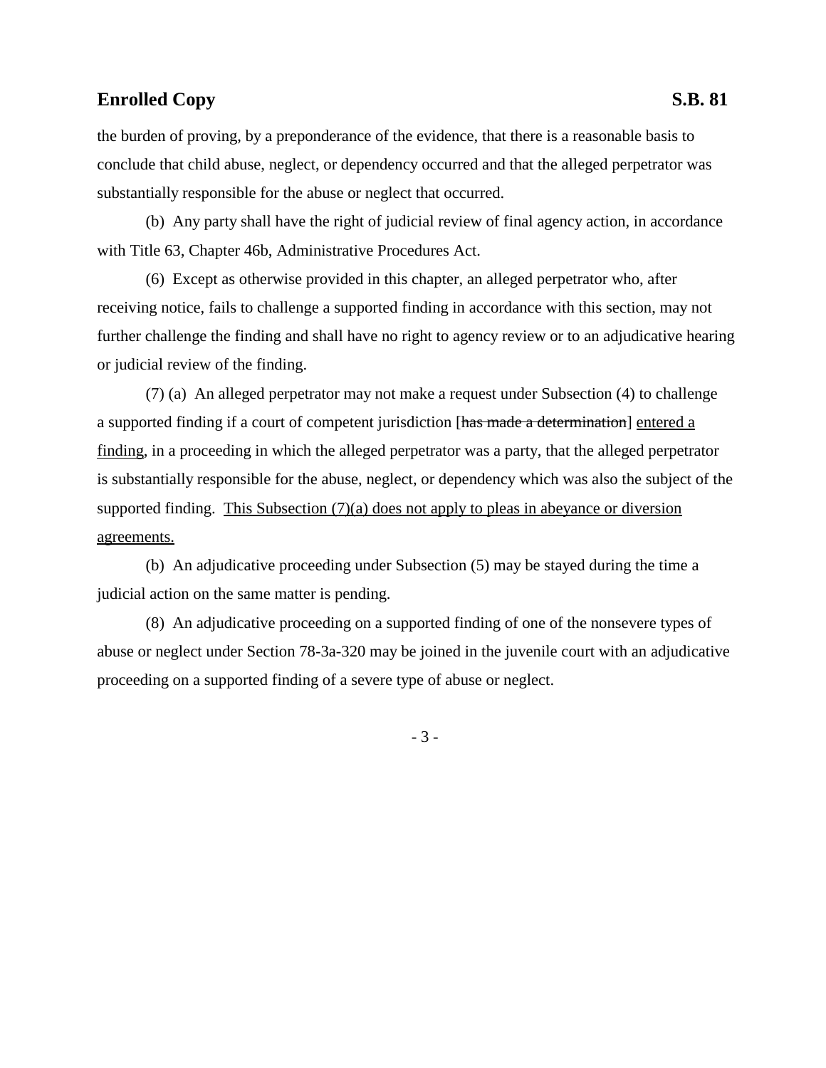the burden of proving, by a preponderance of the evidence, that there is a reasonable basis to conclude that child abuse, neglect, or dependency occurred and that the alleged perpetrator was substantially responsible for the abuse or neglect that occurred.

(b) Any party shall have the right of judicial review of final agency action, in accordance with Title 63, Chapter 46b, Administrative Procedures Act.

(6) Except as otherwise provided in this chapter, an alleged perpetrator who, after receiving notice, fails to challenge a supported finding in accordance with this section, may not further challenge the finding and shall have no right to agency review or to an adjudicative hearing or judicial review of the finding.

(7) (a) An alleged perpetrator may not make a request under Subsection (4) to challenge a supported finding if a court of competent jurisdiction [~~has made a determination~~] entered a finding, in a proceeding in which the alleged perpetrator was a party, that the alleged perpetrator is substantially responsible for the abuse, neglect, or dependency which was also the subject of the supported finding. This Subsection (7)(a) does not apply to pleas in abeyance or diversion agreements.

(b) An adjudicative proceeding under Subsection (5) may be stayed during the time a judicial action on the same matter is pending.

(8) An adjudicative proceeding on a supported finding of one of the nonsevere types of abuse or neglect under Section 78-3a-320 may be joined in the juvenile court with an adjudicative proceeding on a supported finding of a severe type of abuse or neglect.